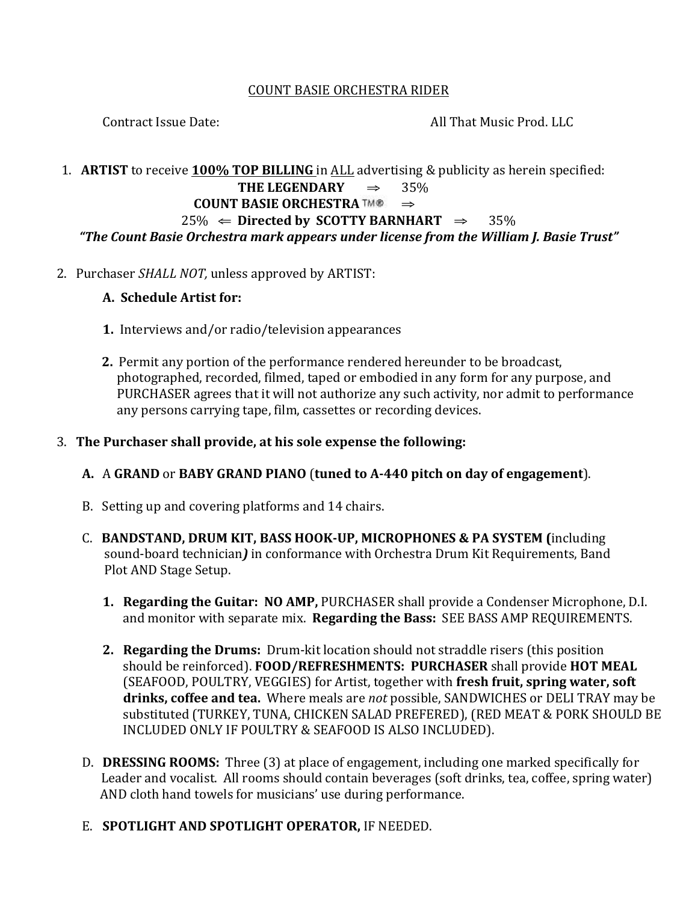<u>COUNT BASIE ORCHESTRA RIDER</u>

Contract Issue Date: All That Music Prod. LLC

1. **ARTIST** to receive **<u>100% TOP BILLING</u>** in <u>ALL</u> advertising & publicity as herein specified:

   **THE LEGENDARY** ⇒ 35%

   **COUNT BASIE ORCHESTRA**™® ⇒

   25% ⇐ **Directed by SCOTTY BARNHART** ⇒ 35%

   ***"The Count Basie Orchestra mark appears under license from the William J. Basie Trust"***

2. Purchaser *SHALL NOT,* unless approved by ARTIST:

   **A. Schedule Artist for:**

   **1.** Interviews and/or radio/television appearances

   **2.** Permit any portion of the performance rendered hereunder to be broadcast, photographed, recorded, filmed, taped or embodied in any form for any purpose, and PURCHASER agrees that it will not authorize any such activity, nor admit to performance any persons carrying tape, film, cassettes or recording devices.

3. **The Purchaser shall provide, at his sole expense the following:**

   **A.** A **GRAND** or **BABY GRAND PIANO** (**tuned to A-440 pitch on day of engagement**).

   B. Setting up and covering platforms and 14 chairs.

   C. **BANDSTAND, DRUM KIT, BASS HOOK-UP, MICROPHONES & PA SYSTEM (**including sound-board technician***)*** in conformance with Orchestra Drum Kit Requirements, Band Plot AND Stage Setup.

   **1. Regarding the Guitar: NO AMP,** PURCHASER shall provide a Condenser Microphone, D.I. and monitor with separate mix. **Regarding the Bass:** SEE BASS AMP REQUIREMENTS.

   **2. Regarding the Drums:** Drum-kit location should not straddle risers (this position should be reinforced). **FOOD/REFRESHMENTS: PURCHASER** shall provide **HOT MEAL** (SEAFOOD, POULTRY, VEGGIES) for Artist, together with **fresh fruit, spring water, soft drinks, coffee and tea.** Where meals are *not* possible, SANDWICHES or DELI TRAY may be substituted (TURKEY, TUNA, CHICKEN SALAD PREFERED), (RED MEAT & PORK SHOULD BE INCLUDED ONLY IF POULTRY & SEAFOOD IS ALSO INCLUDED).

   D. **DRESSING ROOMS:** Three (3) at place of engagement, including one marked specifically for Leader and vocalist. All rooms should contain beverages (soft drinks, tea, coffee, spring water) AND cloth hand towels for musicians' use during performance.

   E. **SPOTLIGHT AND SPOTLIGHT OPERATOR,** IF NEEDED.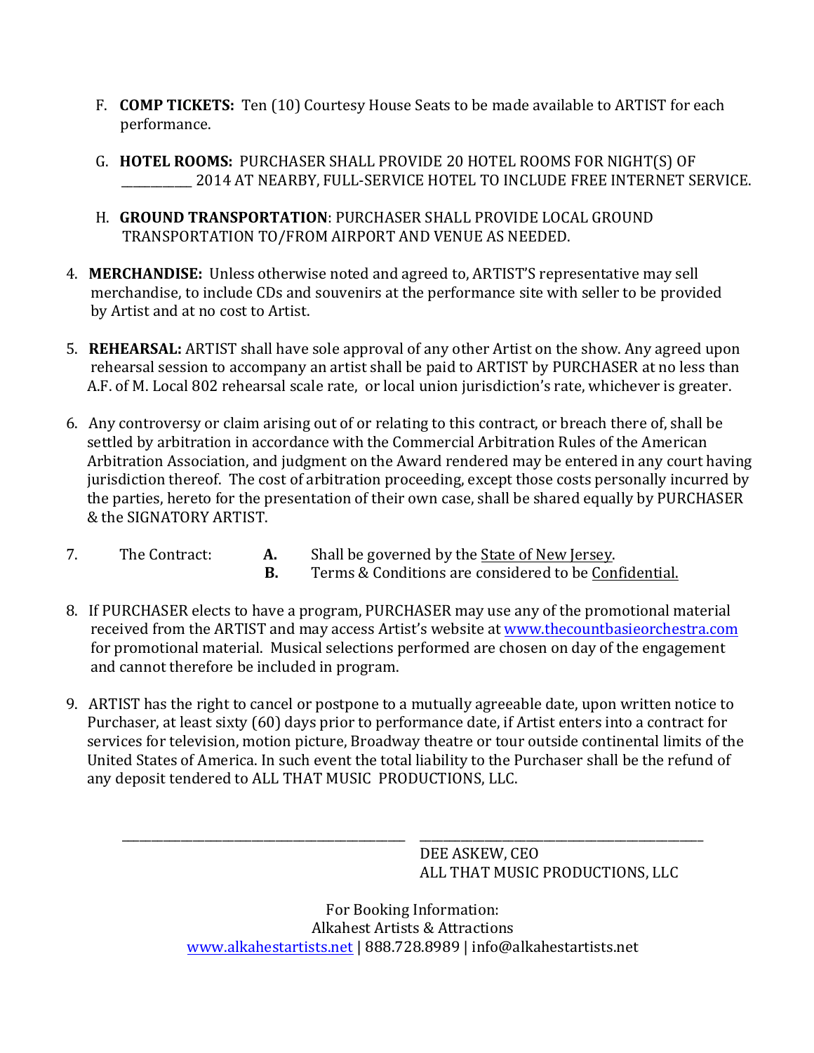F. **COMP TICKETS:** Ten (10) Courtesy House Seats to be made available to ARTIST for each performance.

G. **HOTEL ROOMS:** PURCHASER SHALL PROVIDE 20 HOTEL ROOMS FOR NIGHT(S) OF __________ 2014 AT NEARBY, FULL-SERVICE HOTEL TO INCLUDE FREE INTERNET SERVICE.

H. **GROUND TRANSPORTATION**: PURCHASER SHALL PROVIDE LOCAL GROUND TRANSPORTATION TO/FROM AIRPORT AND VENUE AS NEEDED.

4. **MERCHANDISE:** Unless otherwise noted and agreed to, ARTIST'S representative may sell merchandise, to include CDs and souvenirs at the performance site with seller to be provided by Artist and at no cost to Artist.

5. **REHEARSAL:** ARTIST shall have sole approval of any other Artist on the show. Any agreed upon rehearsal session to accompany an artist shall be paid to ARTIST by PURCHASER at no less than A.F. of M. Local 802 rehearsal scale rate, or local union jurisdiction's rate, whichever is greater.

6. Any controversy or claim arising out of or relating to this contract, or breach there of, shall be settled by arbitration in accordance with the Commercial Arbitration Rules of the American Arbitration Association, and judgment on the Award rendered may be entered in any court having jurisdiction thereof. The cost of arbitration proceeding, except those costs personally incurred by the parties, hereto for the presentation of their own case, shall be shared equally by PURCHASER & the SIGNATORY ARTIST.

7. The Contract:
   **A.** Shall be governed by the State of New Jersey.
   **B.** Terms & Conditions are considered to be Confidential.

8. If PURCHASER elects to have a program, PURCHASER may use any of the promotional material received from the ARTIST and may access Artist's website at www.thecountbasieorchestra.com for promotional material. Musical selections performed are chosen on day of the engagement and cannot therefore be included in program.

9. ARTIST has the right to cancel or postpone to a mutually agreeable date, upon written notice to Purchaser, at least sixty (60) days prior to performance date, if Artist enters into a contract for services for television, motion picture, Broadway theatre or tour outside continental limits of the United States of America. In such event the total liability to the Purchaser shall be the refund of any deposit tendered to ALL THAT MUSIC PRODUCTIONS, LLC.

_______________________________________ _______________________________________

DEE ASKEW, CEO
ALL THAT MUSIC PRODUCTIONS, LLC

For Booking Information:
Alkahest Artists & Attractions
www.alkahestartists.net | 888.728.8989 | info@alkahestartists.net